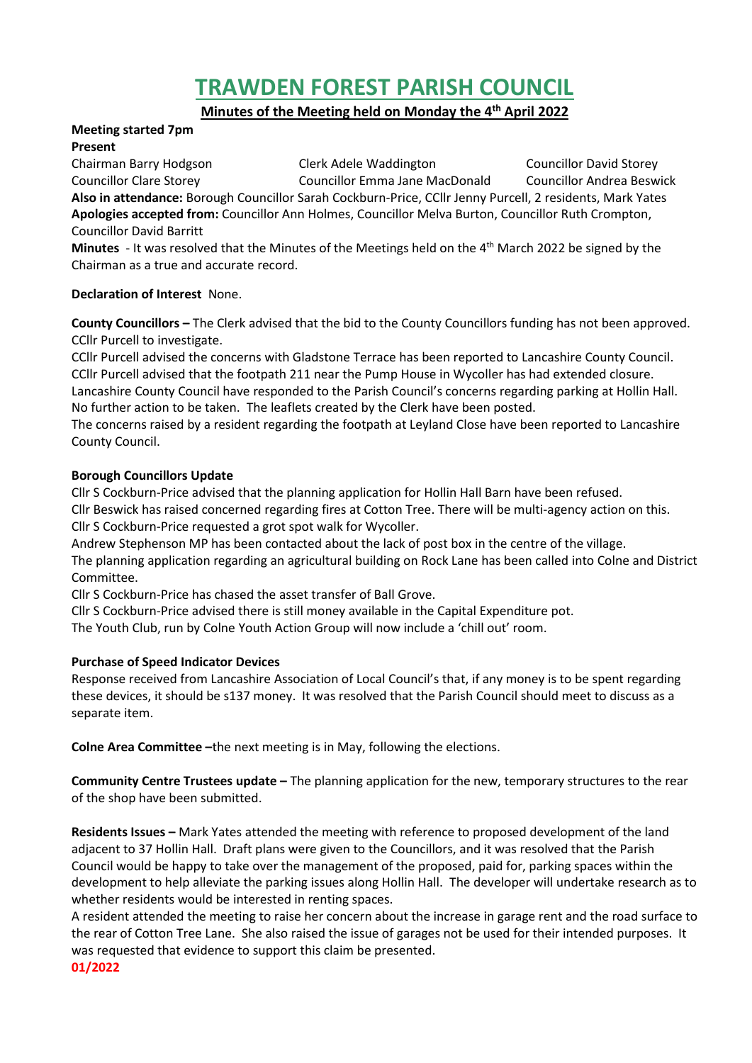# TRAWDEN FOREST PARISH COUNCIL

## Minutes of the Meeting held on Monday the 4th April 2022

**Meeting started 7pm**

**Present**

Chairman Barry Hodgson, Clerk Adele Waddington, Councillor David Storey, Councillor Clare Storey, Councillor Emma Jane MacDonald, Councillor Andrea Beswick

**Also in attendance:** Borough Councillor Sarah Cockburn-Price, CCllr Jenny Purcell, 2 residents, Mark Yates

**Apologies accepted from:** Councillor Ann Holmes, Councillor Melva Burton, Councillor Ruth Crompton, Councillor David Barritt

**Minutes** - It was resolved that the Minutes of the Meetings held on the 4th March 2022 be signed by the Chairman as a true and accurate record.

**Declaration of Interest** None.

**County Councillors –** The Clerk advised that the bid to the County Councillors funding has not been approved. CCllr Purcell to investigate.

CCllr Purcell advised the concerns with Gladstone Terrace has been reported to Lancashire County Council.

CCllr Purcell advised that the footpath 211 near the Pump House in Wycoller has had extended closure.

Lancashire County Council have responded to the Parish Council's concerns regarding parking at Hollin Hall. No further action to be taken. The leaflets created by the Clerk have been posted.

The concerns raised by a resident regarding the footpath at Leyland Close have been reported to Lancashire County Council.

**Borough Councillors Update**

Cllr S Cockburn-Price advised that the planning application for Hollin Hall Barn have been refused.

Cllr Beswick has raised concerned regarding fires at Cotton Tree. There will be multi-agency action on this.

Cllr S Cockburn-Price requested a grot spot walk for Wycoller.

Andrew Stephenson MP has been contacted about the lack of post box in the centre of the village.

The planning application regarding an agricultural building on Rock Lane has been called into Colne and District Committee.

Cllr S Cockburn-Price has chased the asset transfer of Ball Grove.

Cllr S Cockburn-Price advised there is still money available in the Capital Expenditure pot.

The Youth Club, run by Colne Youth Action Group will now include a 'chill out' room.

**Purchase of Speed Indicator Devices**

Response received from Lancashire Association of Local Council's that, if any money is to be spent regarding these devices, it should be s137 money. It was resolved that the Parish Council should meet to discuss as a separate item.

**Colne Area Committee –**the next meeting is in May, following the elections.

**Community Centre Trustees update –** The planning application for the new, temporary structures to the rear of the shop have been submitted.

**Residents Issues –** Mark Yates attended the meeting with reference to proposed development of the land adjacent to 37 Hollin Hall. Draft plans were given to the Councillors, and it was resolved that the Parish Council would be happy to take over the management of the proposed, paid for, parking spaces within the development to help alleviate the parking issues along Hollin Hall. The developer will undertake research as to whether residents would be interested in renting spaces.

A resident attended the meeting to raise her concern about the increase in garage rent and the road surface to the rear of Cotton Tree Lane. She also raised the issue of garages not be used for their intended purposes. It was requested that evidence to support this claim be presented.

01/2022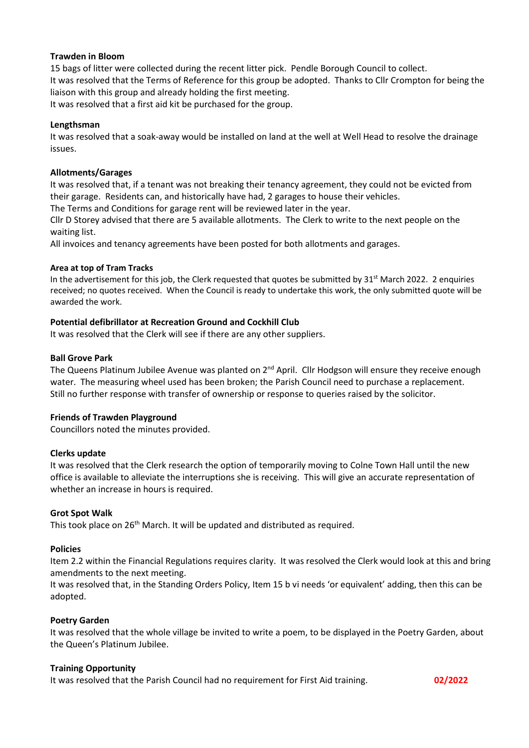**Trawden in Bloom**

15 bags of litter were collected during the recent litter pick. Pendle Borough Council to collect.
It was resolved that the Terms of Reference for this group be adopted. Thanks to Cllr Crompton for being the liaison with this group and already holding the first meeting.
It was resolved that a first aid kit be purchased for the group.

**Lengthsman**

It was resolved that a soak-away would be installed on land at the well at Well Head to resolve the drainage issues.

**Allotments/Garages**

It was resolved that, if a tenant was not breaking their tenancy agreement, they could not be evicted from their garage. Residents can, and historically have had, 2 garages to house their vehicles.
The Terms and Conditions for garage rent will be reviewed later in the year.
Cllr D Storey advised that there are 5 available allotments. The Clerk to write to the next people on the waiting list.
All invoices and tenancy agreements have been posted for both allotments and garages.

**Area at top of Tram Tracks**

In the advertisement for this job, the Clerk requested that quotes be submitted by 31st March 2022. 2 enquiries received; no quotes received. When the Council is ready to undertake this work, the only submitted quote will be awarded the work.

**Potential defibrillator at Recreation Ground and Cockhill Club**

It was resolved that the Clerk will see if there are any other suppliers.

**Ball Grove Park**

The Queens Platinum Jubilee Avenue was planted on 2nd April. Cllr Hodgson will ensure they receive enough water. The measuring wheel used has been broken; the Parish Council need to purchase a replacement.
Still no further response with transfer of ownership or response to queries raised by the solicitor.

**Friends of Trawden Playground**

Councillors noted the minutes provided.

**Clerks update**

It was resolved that the Clerk research the option of temporarily moving to Colne Town Hall until the new office is available to alleviate the interruptions she is receiving. This will give an accurate representation of whether an increase in hours is required.

**Grot Spot Walk**

This took place on 26th March. It will be updated and distributed as required.

**Policies**

Item 2.2 within the Financial Regulations requires clarity. It was resolved the Clerk would look at this and bring amendments to the next meeting.
It was resolved that, in the Standing Orders Policy, Item 15 b vi needs 'or equivalent' adding, then this can be adopted.

**Poetry Garden**

It was resolved that the whole village be invited to write a poem, to be displayed in the Poetry Garden, about the Queen's Platinum Jubilee.

**Training Opportunity**

It was resolved that the Parish Council had no requirement for First Aid training.

02/2022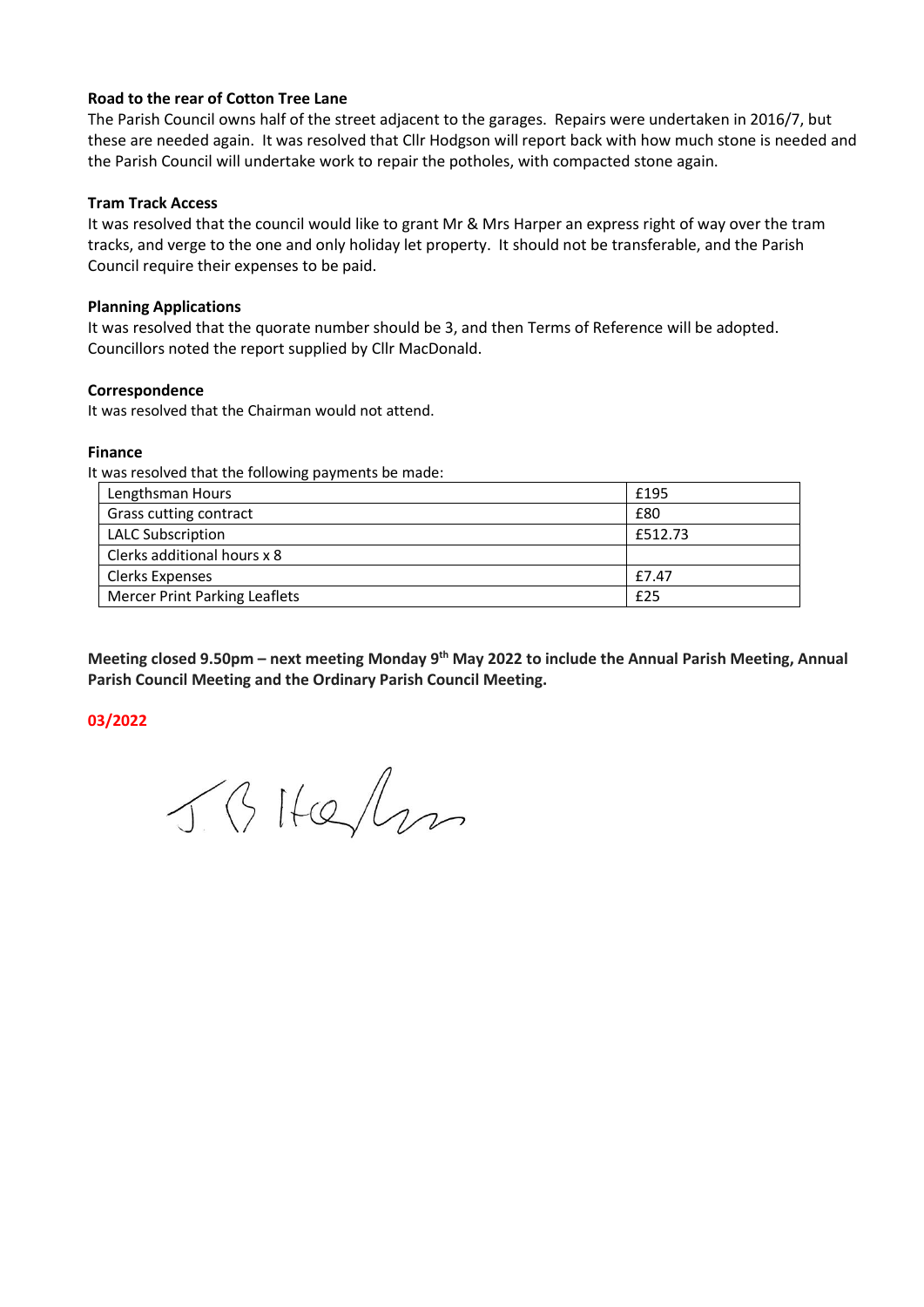**Road to the rear of Cotton Tree Lane**

The Parish Council owns half of the street adjacent to the garages. Repairs were undertaken in 2016/7, but these are needed again. It was resolved that Cllr Hodgson will report back with how much stone is needed and the Parish Council will undertake work to repair the potholes, with compacted stone again.

**Tram Track Access**

It was resolved that the council would like to grant Mr & Mrs Harper an express right of way over the tram tracks, and verge to the one and only holiday let property. It should not be transferable, and the Parish Council require their expenses to be paid.

**Planning Applications**

It was resolved that the quorate number should be 3, and then Terms of Reference will be adopted. Councillors noted the report supplied by Cllr MacDonald.

**Correspondence**

It was resolved that the Chairman would not attend.

**Finance**

It was resolved that the following payments be made:

| | |
|---|---|
| Lengthsman Hours | £195 |
| Grass cutting contract | £80 |
| LALC Subscription | £512.73 |
| Clerks additional hours x 8 | |
| Clerks Expenses | £7.47 |
| Mercer Print Parking Leaflets | £25 |

**Meeting closed 9.50pm – next meeting Monday 9th May 2022 to include the Annual Parish Meeting, Annual Parish Council Meeting and the Ordinary Parish Council Meeting.**

**03/2022**